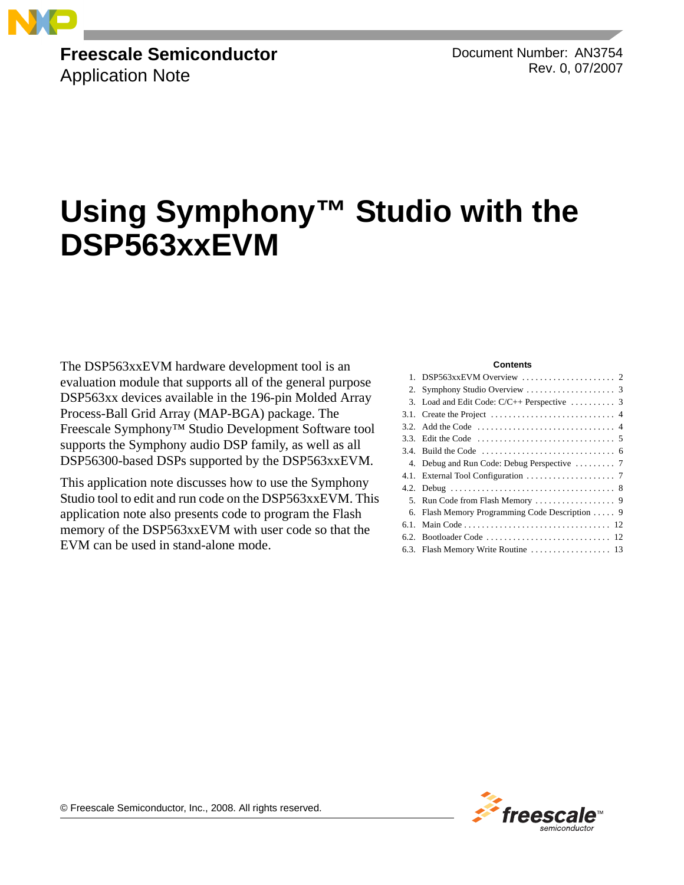Freescale Semiconductor
Application Note

Document Number: AN3754
Rev. 0, 07/2007

# Using Symphony™ Studio with the DSP563xxEVM

The DSP563xxEVM hardware development tool is an evaluation module that supports all of the general purpose DSP563xx devices available in the 196-pin Molded Array Process-Ball Grid Array (MAP-BGA) package. The Freescale Symphony™ Studio Development Software tool supports the Symphony audio DSP family, as well as all DSP56300-based DSPs supported by the DSP563xxEVM.

This application note discusses how to use the Symphony Studio tool to edit and run code on the DSP563xxEVM. This application note also presents code to program the Flash memory of the DSP563xxEVM with user code so that the EVM can be used in stand-alone mode.

**Contents**

| | | |
|---|---|---|
| 1. | DSP563xxEVM Overview | 2 |
| 2. | Symphony Studio Overview | 3 |
| 3. | Load and Edit Code: C/C++ Perspective | 3 |
| 3.1. | Create the Project | 4 |
| 3.2. | Add the Code | 4 |
| 3.3. | Edit the Code | 5 |
| 3.4. | Build the Code | 6 |
| 4. | Debug and Run Code: Debug Perspective | 7 |
| 4.1. | External Tool Configuration | 7 |
| 4.2. | Debug | 8 |
| 5. | Run Code from Flash Memory | 9 |
| 6. | Flash Memory Programming Code Description | 9 |
| 6.1. | Main Code | 12 |
| 6.2. | Bootloader Code | 12 |
| 6.3. | Flash Memory Write Routine | 13 |

© Freescale Semiconductor, Inc., 2008. All rights reserved.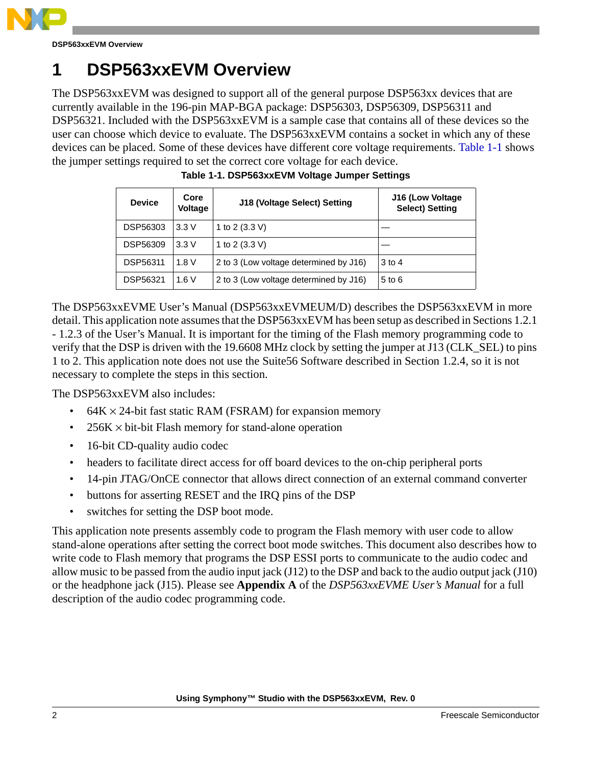# 1 DSP563xxEVM Overview

The DSP563xxEVM was designed to support all of the general purpose DSP563xx devices that are currently available in the 196-pin MAP-BGA package: DSP56303, DSP56309, DSP56311 and DSP56321. Included with the DSP563xxEVM is a sample case that contains all of these devices so the user can choose which device to evaluate. The DSP563xxEVM contains a socket in which any of these devices can be placed. Some of these devices have different core voltage requirements. Table 1-1 shows the jumper settings required to set the correct core voltage for each device.

**Table 1-1. DSP563xxEVM Voltage Jumper Settings**

| Device | Core Voltage | J18 (Voltage Select) Setting | J16 (Low Voltage Select) Setting |
|---|---|---|---|
| DSP56303 | 3.3 V | 1 to 2 (3.3 V) | — |
| DSP56309 | 3.3 V | 1 to 2 (3.3 V) | — |
| DSP56311 | 1.8 V | 2 to 3 (Low voltage determined by J16) | 3 to 4 |
| DSP56321 | 1.6 V | 2 to 3 (Low voltage determined by J16) | 5 to 6 |

The DSP563xxEVME User's Manual (DSP563xxEVMEUM/D) describes the DSP563xxEVM in more detail. This application note assumes that the DSP563xxEVM has been setup as described in Sections 1.2.1 - 1.2.3 of the User's Manual. It is important for the timing of the Flash memory programming code to verify that the DSP is driven with the 19.6608 MHz clock by setting the jumper at J13 (CLK_SEL) to pins 1 to 2. This application note does not use the Suite56 Software described in Section 1.2.4, so it is not necessary to complete the steps in this section.

The DSP563xxEVM also includes:

- 64K × 24-bit fast static RAM (FSRAM) for expansion memory
- 256K × bit-bit Flash memory for stand-alone operation
- 16-bit CD-quality audio codec
- headers to facilitate direct access for off board devices to the on-chip peripheral ports
- 14-pin JTAG/OnCE connector that allows direct connection of an external command converter
- buttons for asserting RESET and the IRQ pins of the DSP
- switches for setting the DSP boot mode.

This application note presents assembly code to program the Flash memory with user code to allow stand-alone operations after setting the correct boot mode switches. This document also describes how to write code to Flash memory that programs the DSP ESSI ports to communicate to the audio codec and allow music to be passed from the audio input jack (J12) to the DSP and back to the audio output jack (J10) or the headphone jack (J15). Please see **Appendix A** of the *DSP563xxEVME User's Manual* for a full description of the audio codec programming code.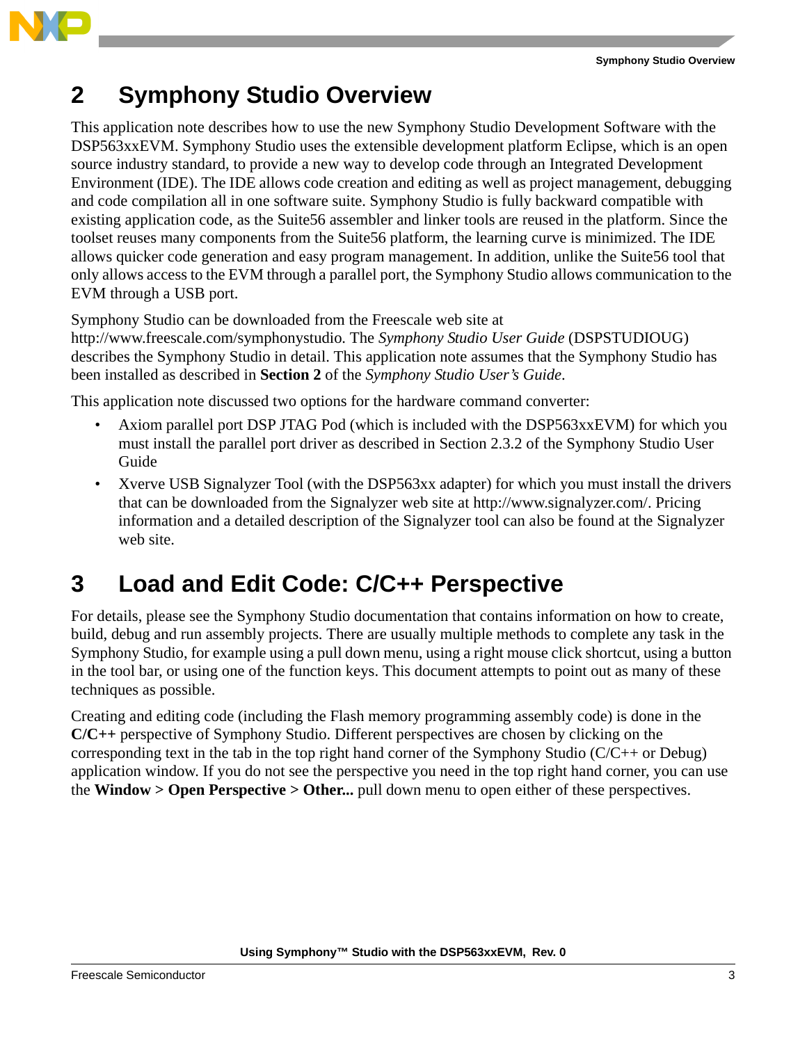# 2 Symphony Studio Overview

This application note describes how to use the new Symphony Studio Development Software with the DSP563xxEVM. Symphony Studio uses the extensible development platform Eclipse, which is an open source industry standard, to provide a new way to develop code through an Integrated Development Environment (IDE). The IDE allows code creation and editing as well as project management, debugging and code compilation all in one software suite. Symphony Studio is fully backward compatible with existing application code, as the Suite56 assembler and linker tools are reused in the platform. Since the toolset reuses many components from the Suite56 platform, the learning curve is minimized. The IDE allows quicker code generation and easy program management. In addition, unlike the Suite56 tool that only allows access to the EVM through a parallel port, the Symphony Studio allows communication to the EVM through a USB port.

Symphony Studio can be downloaded from the Freescale web site at http://www.freescale.com/symphonystudio. The *Symphony Studio User Guide* (DSPSTUDIOUG) describes the Symphony Studio in detail. This application note assumes that the Symphony Studio has been installed as described in **Section 2** of the *Symphony Studio User's Guide*.

This application note discussed two options for the hardware command converter:

- Axiom parallel port DSP JTAG Pod (which is included with the DSP563xxEVM) for which you must install the parallel port driver as described in Section 2.3.2 of the Symphony Studio User Guide
- Xverve USB Signalyzer Tool (with the DSP563xx adapter) for which you must install the drivers that can be downloaded from the Signalyzer web site at http://www.signalyzer.com/. Pricing information and a detailed description of the Signalyzer tool can also be found at the Signalyzer web site.

# 3 Load and Edit Code: C/C++ Perspective

For details, please see the Symphony Studio documentation that contains information on how to create, build, debug and run assembly projects. There are usually multiple methods to complete any task in the Symphony Studio, for example using a pull down menu, using a right mouse click shortcut, using a button in the tool bar, or using one of the function keys. This document attempts to point out as many of these techniques as possible.

Creating and editing code (including the Flash memory programming assembly code) is done in the **C/C++** perspective of Symphony Studio. Different perspectives are chosen by clicking on the corresponding text in the tab in the top right hand corner of the Symphony Studio (C/C++ or Debug) application window. If you do not see the perspective you need in the top right hand corner, you can use the **Window > Open Perspective > Other...** pull down menu to open either of these perspectives.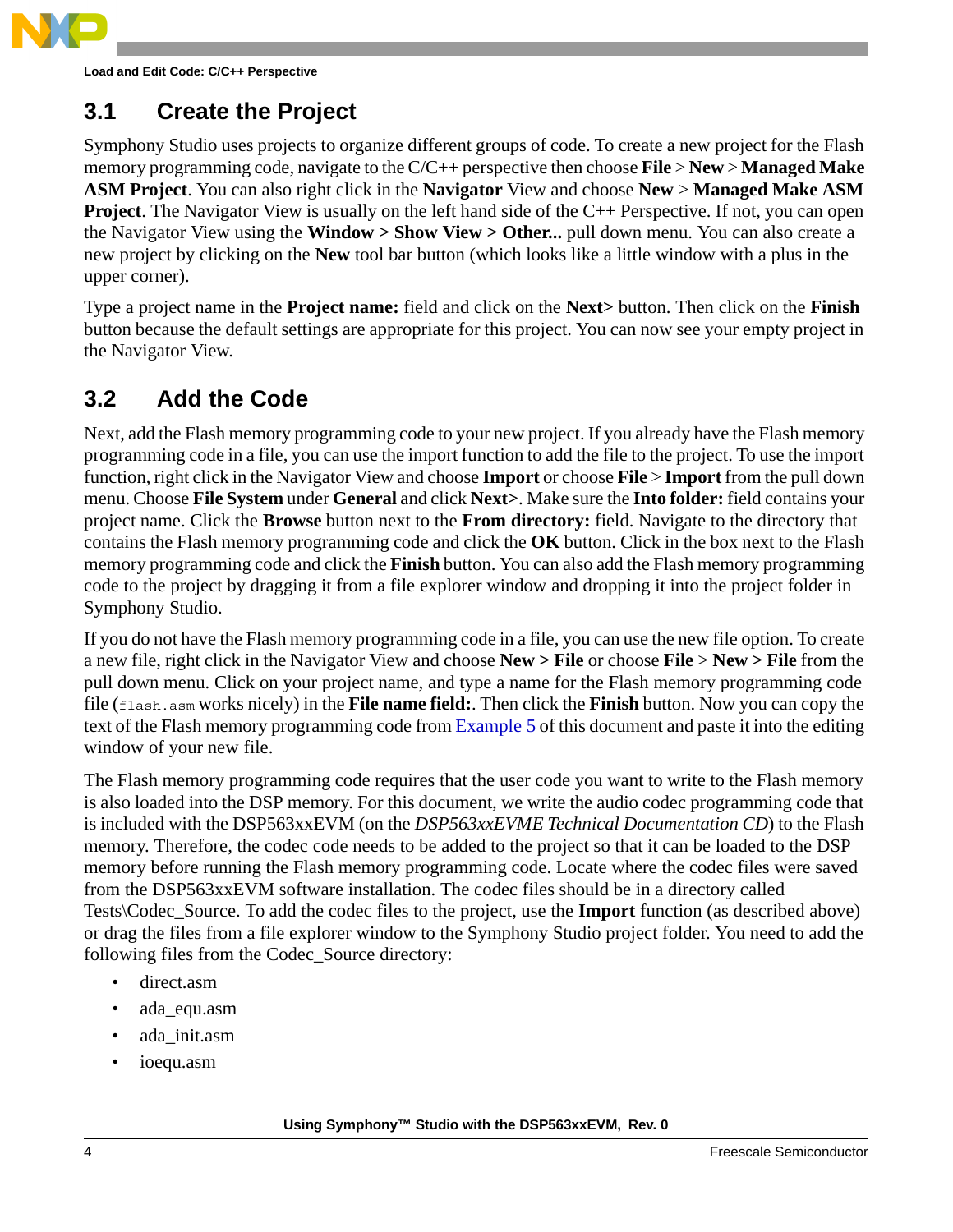## 3.1 Create the Project

Symphony Studio uses projects to organize different groups of code. To create a new project for the Flash memory programming code, navigate to the C/C++ perspective then choose **File** > **New** > **Managed Make ASM Project**. You can also right click in the **Navigator** View and choose **New** > **Managed Make ASM Project**. The Navigator View is usually on the left hand side of the C++ Perspective. If not, you can open the Navigator View using the **Window > Show View > Other...** pull down menu. You can also create a new project by clicking on the **New** tool bar button (which looks like a little window with a plus in the upper corner).

Type a project name in the **Project name:** field and click on the **Next>** button. Then click on the **Finish** button because the default settings are appropriate for this project. You can now see your empty project in the Navigator View.

## 3.2 Add the Code

Next, add the Flash memory programming code to your new project. If you already have the Flash memory programming code in a file, you can use the import function to add the file to the project. To use the import function, right click in the Navigator View and choose **Import** or choose **File** > **Import** from the pull down menu. Choose **File System** under **General** and click **Next>**. Make sure the **Into folder:** field contains your project name. Click the **Browse** button next to the **From directory:** field. Navigate to the directory that contains the Flash memory programming code and click the **OK** button. Click in the box next to the Flash memory programming code and click the **Finish** button. You can also add the Flash memory programming code to the project by dragging it from a file explorer window and dropping it into the project folder in Symphony Studio.

If you do not have the Flash memory programming code in a file, you can use the new file option. To create a new file, right click in the Navigator View and choose **New > File** or choose **File** > **New > File** from the pull down menu. Click on your project name, and type a name for the Flash memory programming code file (`flash.asm` works nicely) in the **File name field:**. Then click the **Finish** button. Now you can copy the text of the Flash memory programming code from Example 5 of this document and paste it into the editing window of your new file.

The Flash memory programming code requires that the user code you want to write to the Flash memory is also loaded into the DSP memory. For this document, we write the audio codec programming code that is included with the DSP563xxEVM (on the *DSP563xxEVME Technical Documentation CD*) to the Flash memory. Therefore, the codec code needs to be added to the project so that it can be loaded to the DSP memory before running the Flash memory programming code. Locate where the codec files were saved from the DSP563xxEVM software installation. The codec files should be in a directory called Tests\Codec_Source. To add the codec files to the project, use the **Import** function (as described above) or drag the files from a file explorer window to the Symphony Studio project folder. You need to add the following files from the Codec_Source directory:

- direct.asm
- ada_equ.asm
- ada_init.asm
- ioequ.asm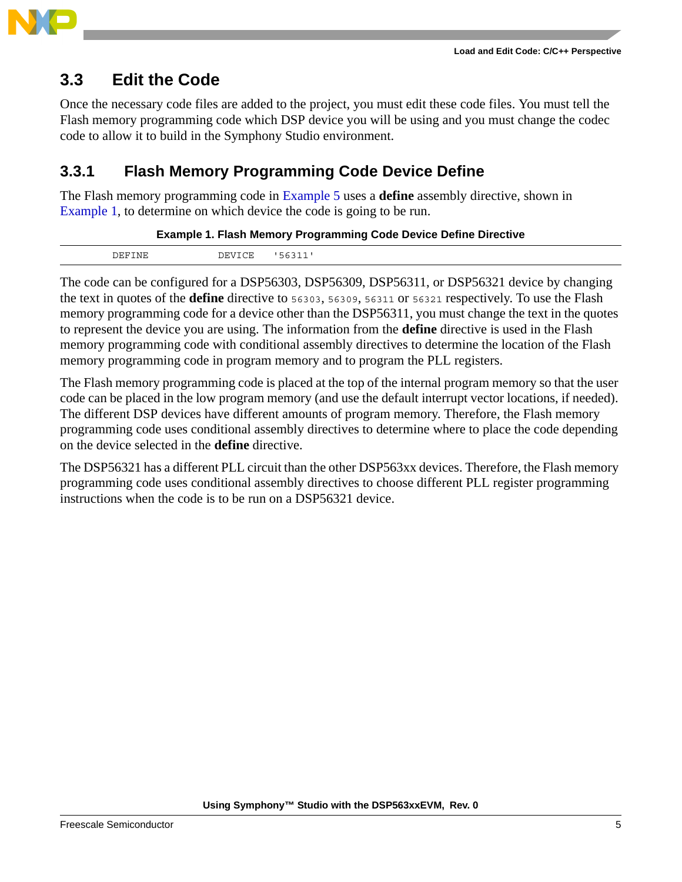## 3.3 Edit the Code

Once the necessary code files are added to the project, you must edit these code files. You must tell the Flash memory programming code which DSP device you will be using and you must change the codec code to allow it to build in the Symphony Studio environment.

### 3.3.1 Flash Memory Programming Code Device Define

The Flash memory programming code in Example 5 uses a **define** assembly directive, shown in Example 1, to determine on which device the code is going to be run.

**Example 1. Flash Memory Programming Code Device Define Directive**

```
        DEFINE          DEVICE    '56311'
```

The code can be configured for a DSP56303, DSP56309, DSP56311, or DSP56321 device by changing the text in quotes of the **define** directive to `56303`, `56309`, `56311` or `56321` respectively. To use the Flash memory programming code for a device other than the DSP56311, you must change the text in the quotes to represent the device you are using. The information from the **define** directive is used in the Flash memory programming code with conditional assembly directives to determine the location of the Flash memory programming code in program memory and to program the PLL registers.

The Flash memory programming code is placed at the top of the internal program memory so that the user code can be placed in the low program memory (and use the default interrupt vector locations, if needed). The different DSP devices have different amounts of program memory. Therefore, the Flash memory programming code uses conditional assembly directives to determine where to place the code depending on the device selected in the **define** directive.

The DSP56321 has a different PLL circuit than the other DSP563xx devices. Therefore, the Flash memory programming code uses conditional assembly directives to choose different PLL register programming instructions when the code is to be run on a DSP56321 device.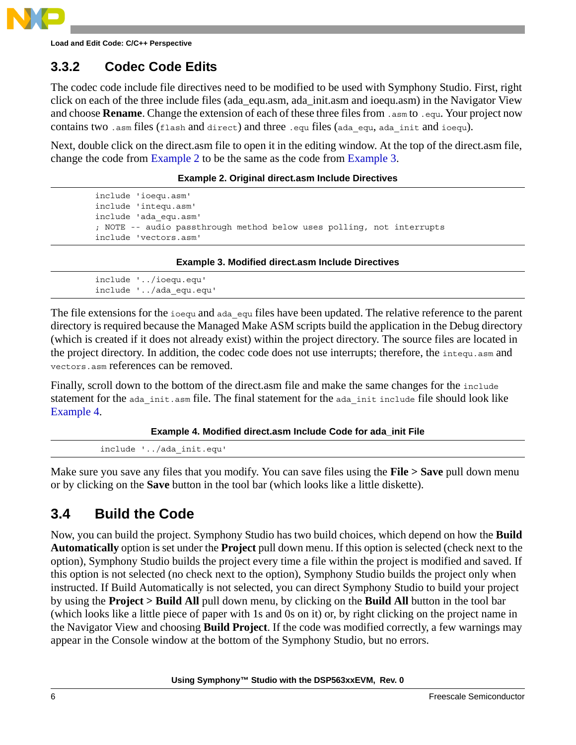### 3.3.2 Codec Code Edits

The codec code include file directives need to be modified to be used with Symphony Studio. First, right click on each of the three include files (ada_equ.asm, ada_init.asm and ioequ.asm) in the Navigator View and choose **Rename**. Change the extension of each of these three files from `.asm` to `.equ`. Your project now contains two `.asm` files (`flash` and `direct`) and three `.equ` files (`ada_equ`, `ada_init` and `ioequ`).

Next, double click on the direct.asm file to open it in the editing window. At the top of the direct.asm file, change the code from Example 2 to be the same as the code from Example 3.

**Example 2. Original direct.asm Include Directives**

```
include 'ioequ.asm'
include 'intequ.asm'
include 'ada_equ.asm'
; NOTE -- audio passthrough method below uses polling, not interrupts
include 'vectors.asm'
```

**Example 3. Modified direct.asm Include Directives**

```
include '../ioequ.equ'
include '../ada_equ.equ'
```

The file extensions for the `ioequ` and `ada_equ` files have been updated. The relative reference to the parent directory is required because the Managed Make ASM scripts build the application in the Debug directory (which is created if it does not already exist) within the project directory. The source files are located in the project directory. In addition, the codec code does not use interrupts; therefore, the `intequ.asm` and `vectors.asm` references can be removed.

Finally, scroll down to the bottom of the direct.asm file and make the same changes for the `include` statement for the `ada_init.asm` file. The final statement for the `ada_init include` file should look like Example 4.

**Example 4. Modified direct.asm Include Code for ada_init File**

```
include '../ada_init.equ'
```

Make sure you save any files that you modify. You can save files using the **File > Save** pull down menu or by clicking on the **Save** button in the tool bar (which looks like a little diskette).

## 3.4 Build the Code

Now, you can build the project. Symphony Studio has two build choices, which depend on how the **Build Automatically** option is set under the **Project** pull down menu. If this option is selected (check next to the option), Symphony Studio builds the project every time a file within the project is modified and saved. If this option is not selected (no check next to the option), Symphony Studio builds the project only when instructed. If Build Automatically is not selected, you can direct Symphony Studio to build your project by using the **Project > Build All** pull down menu, by clicking on the **Build All** button in the tool bar (which looks like a little piece of paper with 1s and 0s on it) or, by right clicking on the project name in the Navigator View and choosing **Build Project**. If the code was modified correctly, a few warnings may appear in the Console window at the bottom of the Symphony Studio, but no errors.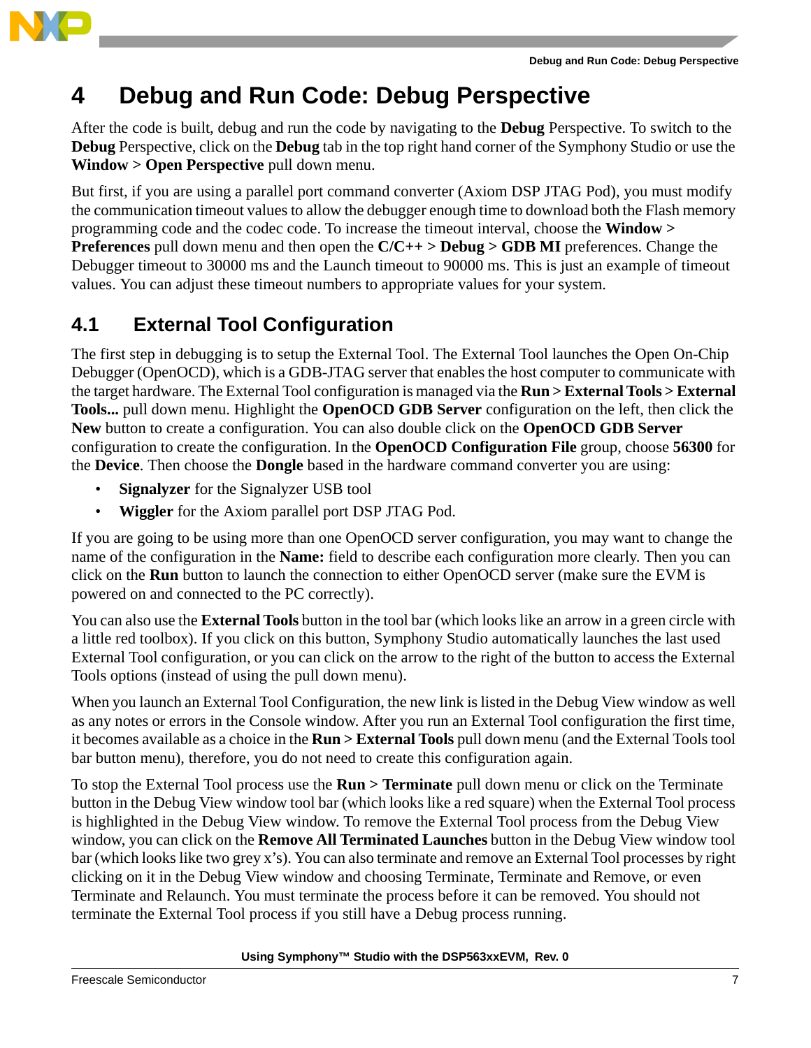# 4 Debug and Run Code: Debug Perspective

After the code is built, debug and run the code by navigating to the **Debug** Perspective. To switch to the **Debug** Perspective, click on the **Debug** tab in the top right hand corner of the Symphony Studio or use the **Window > Open Perspective** pull down menu.

But first, if you are using a parallel port command converter (Axiom DSP JTAG Pod), you must modify the communication timeout values to allow the debugger enough time to download both the Flash memory programming code and the codec code. To increase the timeout interval, choose the **Window > Preferences** pull down menu and then open the **C/C++ > Debug > GDB MI** preferences. Change the Debugger timeout to 30000 ms and the Launch timeout to 90000 ms. This is just an example of timeout values. You can adjust these timeout numbers to appropriate values for your system.

## 4.1 External Tool Configuration

The first step in debugging is to setup the External Tool. The External Tool launches the Open On-Chip Debugger (OpenOCD), which is a GDB-JTAG server that enables the host computer to communicate with the target hardware. The External Tool configuration is managed via the **Run > External Tools > External Tools...** pull down menu. Highlight the **OpenOCD GDB Server** configuration on the left, then click the **New** button to create a configuration. You can also double click on the **OpenOCD GDB Server** configuration to create the configuration. In the **OpenOCD Configuration File** group, choose **56300** for the **Device**. Then choose the **Dongle** based in the hardware command converter you are using:

- **Signalyzer** for the Signalyzer USB tool
- **Wiggler** for the Axiom parallel port DSP JTAG Pod.

If you are going to be using more than one OpenOCD server configuration, you may want to change the name of the configuration in the **Name:** field to describe each configuration more clearly. Then you can click on the **Run** button to launch the connection to either OpenOCD server (make sure the EVM is powered on and connected to the PC correctly).

You can also use the **External Tools** button in the tool bar (which looks like an arrow in a green circle with a little red toolbox). If you click on this button, Symphony Studio automatically launches the last used External Tool configuration, or you can click on the arrow to the right of the button to access the External Tools options (instead of using the pull down menu).

When you launch an External Tool Configuration, the new link is listed in the Debug View window as well as any notes or errors in the Console window. After you run an External Tool configuration the first time, it becomes available as a choice in the **Run > External Tools** pull down menu (and the External Tools tool bar button menu), therefore, you do not need to create this configuration again.

To stop the External Tool process use the **Run > Terminate** pull down menu or click on the Terminate button in the Debug View window tool bar (which looks like a red square) when the External Tool process is highlighted in the Debug View window. To remove the External Tool process from the Debug View window, you can click on the **Remove All Terminated Launches** button in the Debug View window tool bar (which looks like two grey x's). You can also terminate and remove an External Tool processes by right clicking on it in the Debug View window and choosing Terminate, Terminate and Remove, or even Terminate and Relaunch. You must terminate the process before it can be removed. You should not terminate the External Tool process if you still have a Debug process running.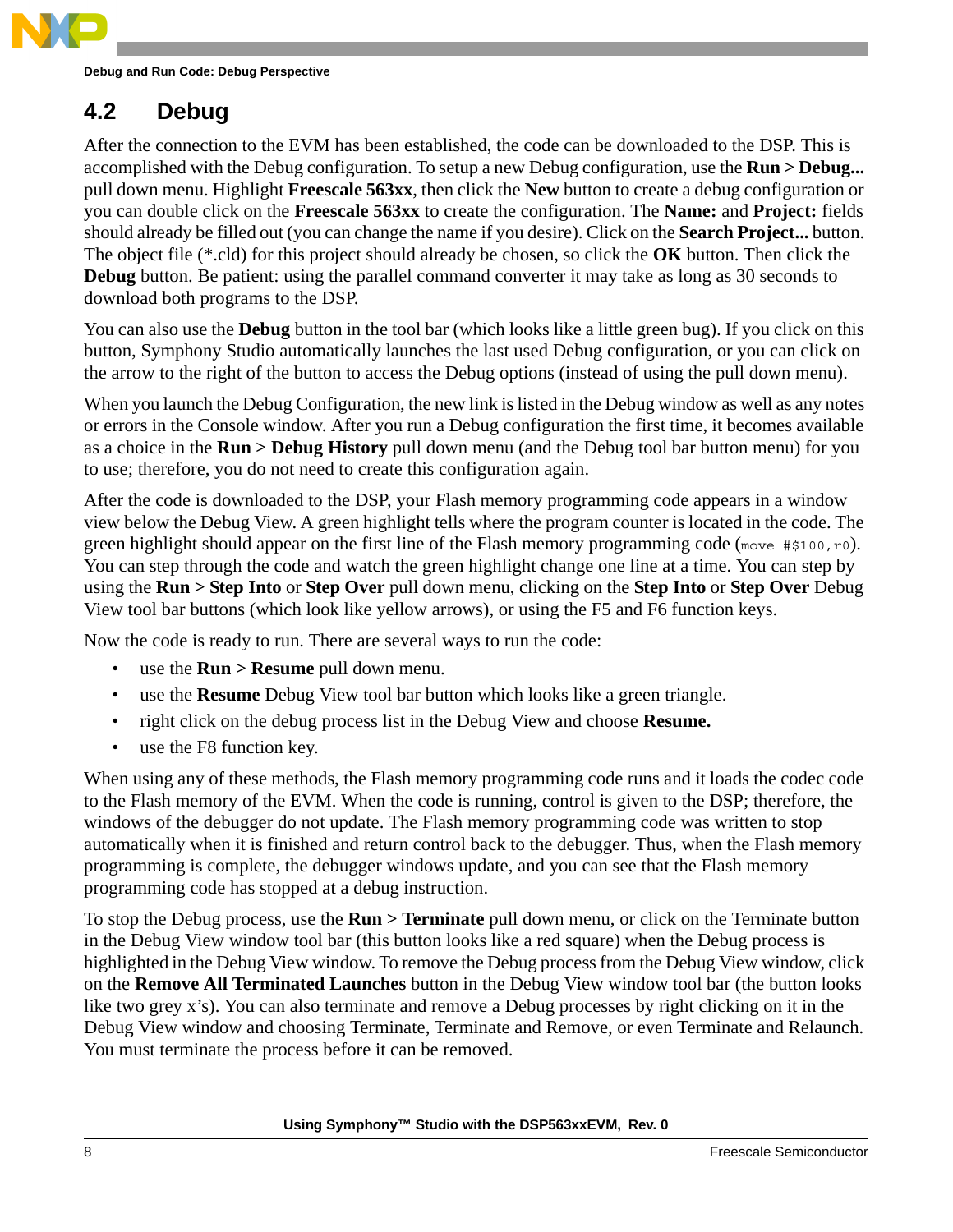## 4.2 Debug

After the connection to the EVM has been established, the code can be downloaded to the DSP. This is accomplished with the Debug configuration. To setup a new Debug configuration, use the **Run > Debug...** pull down menu. Highlight **Freescale 563xx**, then click the **New** button to create a debug configuration or you can double click on the **Freescale 563xx** to create the configuration. The **Name:** and **Project:** fields should already be filled out (you can change the name if you desire). Click on the **Search Project...** button. The object file (*.cld) for this project should already be chosen, so click the **OK** button. Then click the **Debug** button. Be patient: using the parallel command converter it may take as long as 30 seconds to download both programs to the DSP.

You can also use the **Debug** button in the tool bar (which looks like a little green bug). If you click on this button, Symphony Studio automatically launches the last used Debug configuration, or you can click on the arrow to the right of the button to access the Debug options (instead of using the pull down menu).

When you launch the Debug Configuration, the new link is listed in the Debug window as well as any notes or errors in the Console window. After you run a Debug configuration the first time, it becomes available as a choice in the **Run > Debug History** pull down menu (and the Debug tool bar button menu) for you to use; therefore, you do not need to create this configuration again.

After the code is downloaded to the DSP, your Flash memory programming code appears in a window view below the Debug View. A green highlight tells where the program counter is located in the code. The green highlight should appear on the first line of the Flash memory programming code (`move #$100,r0`). You can step through the code and watch the green highlight change one line at a time. You can step by using the **Run > Step Into** or **Step Over** pull down menu, clicking on the **Step Into** or **Step Over** Debug View tool bar buttons (which look like yellow arrows), or using the F5 and F6 function keys.

Now the code is ready to run. There are several ways to run the code:

- use the **Run > Resume** pull down menu.
- use the **Resume** Debug View tool bar button which looks like a green triangle.
- right click on the debug process list in the Debug View and choose **Resume.**
- use the F8 function key.

When using any of these methods, the Flash memory programming code runs and it loads the codec code to the Flash memory of the EVM. When the code is running, control is given to the DSP; therefore, the windows of the debugger do not update. The Flash memory programming code was written to stop automatically when it is finished and return control back to the debugger. Thus, when the Flash memory programming is complete, the debugger windows update, and you can see that the Flash memory programming code has stopped at a debug instruction.

To stop the Debug process, use the **Run > Terminate** pull down menu, or click on the Terminate button in the Debug View window tool bar (this button looks like a red square) when the Debug process is highlighted in the Debug View window. To remove the Debug process from the Debug View window, click on the **Remove All Terminated Launches** button in the Debug View window tool bar (the button looks like two grey x's). You can also terminate and remove a Debug processes by right clicking on it in the Debug View window and choosing Terminate, Terminate and Remove, or even Terminate and Relaunch. You must terminate the process before it can be removed.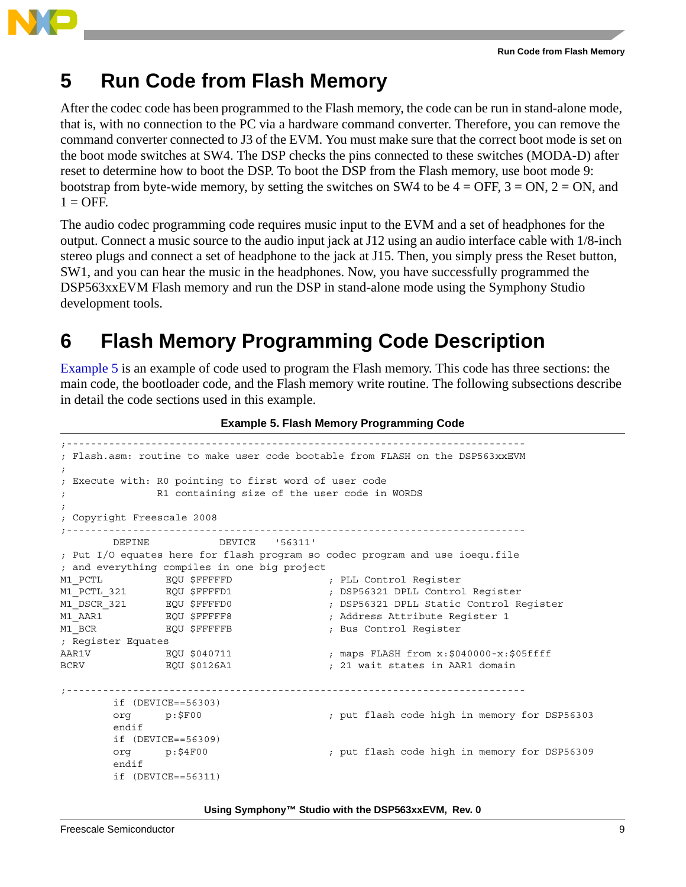# 5 Run Code from Flash Memory

After the codec code has been programmed to the Flash memory, the code can be run in stand-alone mode, that is, with no connection to the PC via a hardware command converter. Therefore, you can remove the command converter connected to J3 of the EVM. You must make sure that the correct boot mode is set on the boot mode switches at SW4. The DSP checks the pins connected to these switches (MODA-D) after reset to determine how to boot the DSP. To boot the DSP from the Flash memory, use boot mode 9: bootstrap from byte-wide memory, by setting the switches on SW4 to be 4 = OFF, 3 = ON, 2 = ON, and 1 = OFF.

The audio codec programming code requires music input to the EVM and a set of headphones for the output. Connect a music source to the audio input jack at J12 using an audio interface cable with 1/8-inch stereo plugs and connect a set of headphone to the jack at J15. Then, you simply press the Reset button, SW1, and you can hear the music in the headphones. Now, you have successfully programmed the DSP563xxEVM Flash memory and run the DSP in stand-alone mode using the Symphony Studio development tools.

# 6 Flash Memory Programming Code Description

Example 5 is an example of code used to program the Flash memory. This code has three sections: the main code, the bootloader code, and the Flash memory write routine. The following subsections describe in detail the code sections used in this example.

**Example 5. Flash Memory Programming Code**

```
;---------------------------------------------------------------------------
; Flash.asm: routine to make user code bootable from FLASH on the DSP563xxEVM
;
; Execute with: R0 pointing to first word of user code
;               R1 containing size of the user code in WORDS
;
; Copyright Freescale 2008
;---------------------------------------------------------------------------
        DEFINE          DEVICE    '56311'
; Put I/O equates here for flash program so codec program and use ioequ.file
; and everything compiles in one big project
M1_PCTL         EQU $FFFFFD                 ; PLL Control Register
M1_PCTL_321     EQU $FFFFD1                 ; DSP56321 DPLL Control Register
M1_DSCR_321     EQU $FFFFD0                 ; DSP56321 DPLL Static Control Register
M1_AAR1         EQU $FFFFF8                 ; Address Attribute Register 1
M1_BCR          EQU $FFFFFB                 ; Bus Control Register
; Register Equates
AAR1V           EQU $040711                 ; maps FLASH from x:$040000-x:$05ffff
BCRV            EQU $0126A1                 ; 21 wait states in AAR1 domain

;---------------------------------------------------------------------------
        if (DEVICE==56303)
        org     p:$F00                      ; put flash code high in memory for DSP56303
        endif
        if (DEVICE==56309)
        org     p:$4F00                     ; put flash code high in memory for DSP56309
        endif
        if (DEVICE==56311)
```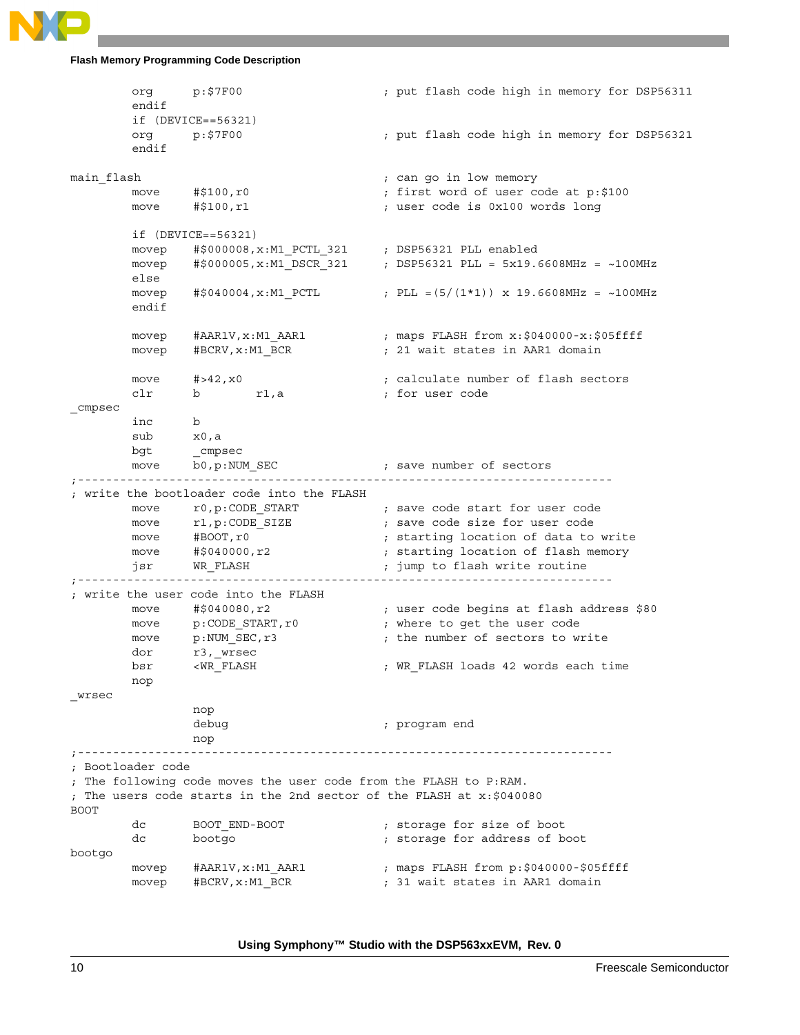```
        org     p:$7F00                 ; put flash code high in memory for DSP56311
        endif
        if (DEVICE==56321)
        org     p:$7F00                 ; put flash code high in memory for DSP56321
        endif

main_flash                              ; can go in low memory
        move    #$100,r0                ; first word of user code at p:$100
        move    #$100,r1                ; user code is 0x100 words long

        if (DEVICE==56321)
        movep   #$000008,x:M1_PCTL_321  ; DSP56321 PLL enabled
        movep   #$000005,x:M1_DSCR_321  ; DSP56321 PLL = 5x19.6608MHz = ~100MHz
        else
        movep   #$040004,x:M1_PCTL      ; PLL =(5/(1*1)) x 19.6608MHz = ~100MHz
        endif

        movep   #AAR1V,x:M1_AAR1        ; maps FLASH from x:$040000-x:$05ffff
        movep   #BCRV,x:M1_BCR          ; 21 wait states in AAR1 domain

        move    #>42,x0                 ; calculate number of flash sectors
        clr     b       r1,a            ; for user code
_cmpsec
        inc     b
        sub     x0,a
        bgt     _cmpsec
        move    b0,p:NUM_SEC            ; save number of sectors
;-----------------------------------------------------------------------------
; write the bootloader code into the FLASH
        move    r0,p:CODE_START         ; save code start for user code
        move    r1,p:CODE_SIZE          ; save code size for user code
        move    #BOOT,r0                ; starting location of data to write
        move    #$040000,r2             ; starting location of flash memory
        jsr     WR_FLASH                ; jump to flash write routine
;-----------------------------------------------------------------------------
; write the user code into the FLASH
        move    #$040080,r2             ; user code begins at flash address $80
        move    p:CODE_START,r0         ; where to get the user code
        move    p:NUM_SEC,r3            ; the number of sectors to write
        dor     r3,_wrsec
        bsr     <WR_FLASH               ; WR_FLASH loads 42 words each time
        nop
_wrsec
                nop
                debug                   ; program end
                nop
;-----------------------------------------------------------------------------
; Bootloader code
; The following code moves the user code from the FLASH to P:RAM.
; The users code starts in the 2nd sector of the FLASH at x:$040080
BOOT
        dc      BOOT_END-BOOT           ; storage for size of boot
        dc      bootgo                  ; storage for address of boot
bootgo
        movep   #AAR1V,x:M1_AAR1        ; maps FLASH from p:$040000-$05ffff
        movep   #BCRV,x:M1_BCR          ; 31 wait states in AAR1 domain
```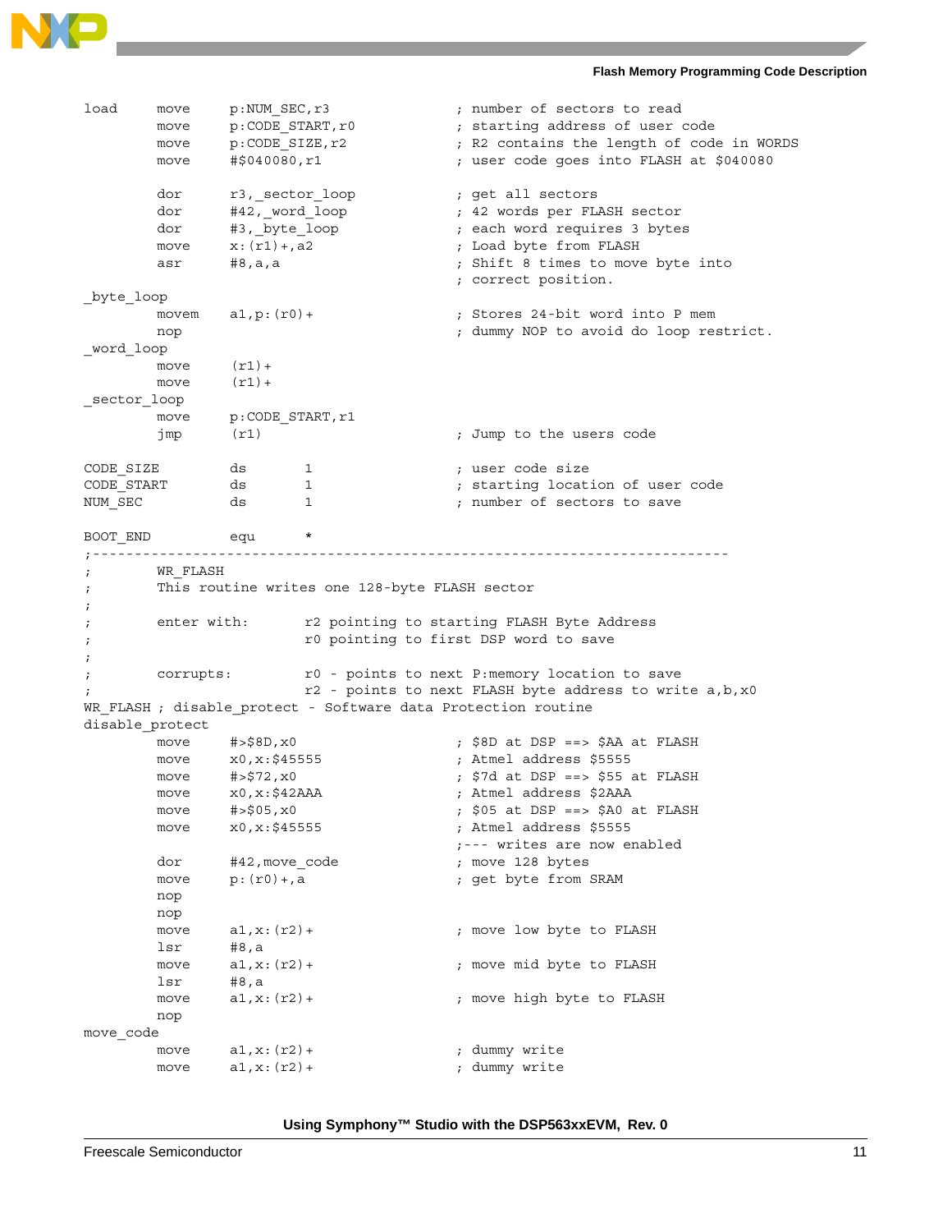```
load    move    p:NUM_SEC,r3            ; number of sectors to read
        move    p:CODE_START,r0         ; starting address of user code
        move    p:CODE_SIZE,r2          ; R2 contains the length of code in WORDS
        move    #$040080,r1             ; user code goes into FLASH at $040080

        dor     r3,_sector_loop         ; get all sectors
        dor     #42,_word_loop          ; 42 words per FLASH sector
        dor     #3,_byte_loop           ; each word requires 3 bytes
        move    x:(r1)+,a2              ; Load byte from FLASH
        asr     #8,a,a                  ; Shift 8 times to move byte into
                                        ; correct position.
_byte_loop
        movem   a1,p:(r0)+              ; Stores 24-bit word into P mem
        nop                             ; dummy NOP to avoid do loop restrict.
_word_loop
        move    (r1)+
        move    (r1)+
_sector_loop
        move    p:CODE_START,r1
        jmp     (r1)                    ; Jump to the users code

CODE_SIZE       ds      1               ; user code size
CODE_START      ds      1               ; starting location of user code
NUM_SEC         ds      1               ; number of sectors to save

BOOT_END        equ     *
;-----------------------------------------------------------------------------
;       WR_FLASH
;       This routine writes one 128-byte FLASH sector
;
;       enter with:     r2 pointing to starting FLASH Byte Address
;                       r0 pointing to first DSP word to save
;
;       corrupts:       r0 - points to next P:memory location to save
;                       r2 - points to next FLASH byte address to write a,b,x0
WR_FLASH ; disable_protect - Software data Protection routine
disable_protect
        move    #>$8D,x0                ; $8D at DSP ==> $AA at FLASH
        move    x0,x:$45555             ; Atmel address $5555
        move    #>$72,x0                ; $7d at DSP ==> $55 at FLASH
        move    x0,x:$42AAA             ; Atmel address $2AAA
        move    #>$05,x0                ; $05 at DSP ==> $A0 at FLASH
        move    x0,x:$45555             ; Atmel address $5555
                                        ;--- writes are now enabled
        dor     #42,move_code           ; move 128 bytes
        move    p:(r0)+,a               ; get byte from SRAM
        nop
        nop
        move    a1,x:(r2)+              ; move low byte to FLASH
        lsr     #8,a
        move    a1,x:(r2)+              ; move mid byte to FLASH
        lsr     #8,a
        move    a1,x:(r2)+              ; move high byte to FLASH
        nop
move_code
        move    a1,x:(r2)+              ; dummy write
        move    a1,x:(r2)+              ; dummy write
```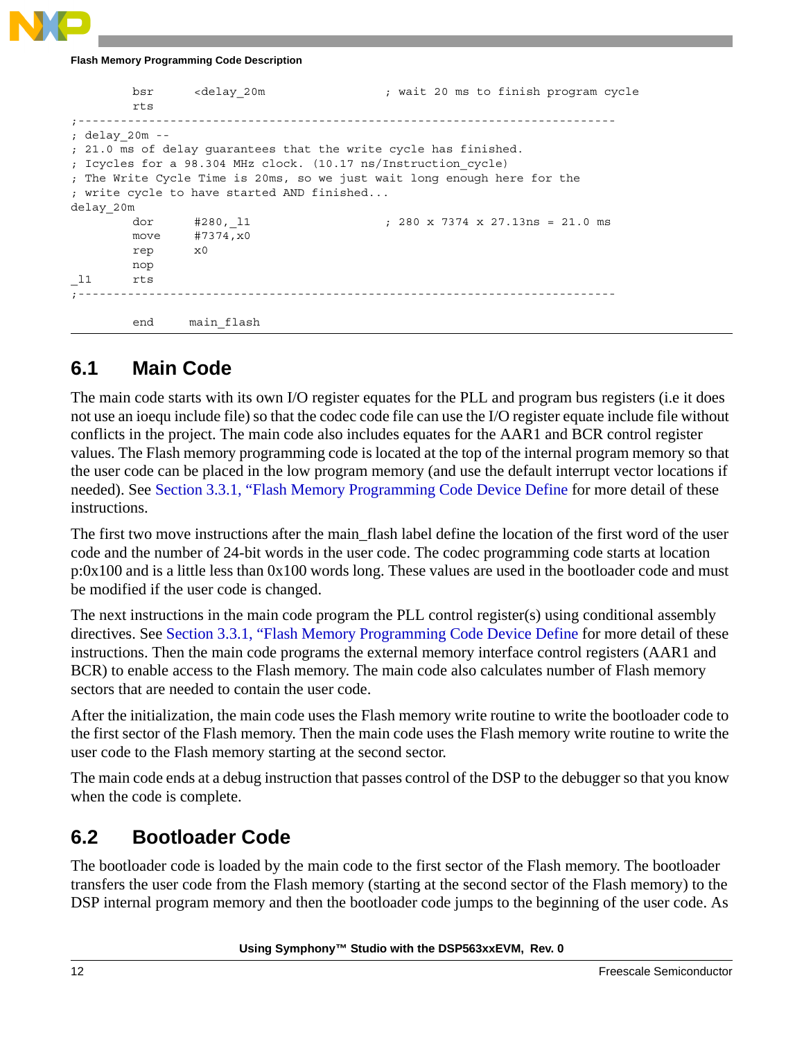```
        bsr     <delay_20m                  ; wait 20 ms to finish program cycle
        rts
;---------------------------------------------------------------------------
; delay_20m --
; 21.0 ms of delay guarantees that the write cycle has finished.
; Icycles for a 98.304 MHz clock. (10.17 ns/Instruction_cycle)
; The Write Cycle Time is 20ms, so we just wait long enough here for the
; write cycle to have started AND finished...
delay_20m
        dor     #280,_l1                    ; 280 x 7374 x 27.13ns = 21.0 ms
        move    #7374,x0
        rep     x0
        nop
_l1     rts
;---------------------------------------------------------------------------

        end    main_flash
```

## 6.1 Main Code

The main code starts with its own I/O register equates for the PLL and program bus registers (i.e it does not use an ioequ include file) so that the codec code file can use the I/O register equate include file without conflicts in the project. The main code also includes equates for the AAR1 and BCR control register values. The Flash memory programming code is located at the top of the internal program memory so that the user code can be placed in the low program memory (and use the default interrupt vector locations if needed). See Section 3.3.1, "Flash Memory Programming Code Device Define for more detail of these instructions.

The first two move instructions after the main_flash label define the location of the first word of the user code and the number of 24-bit words in the user code. The codec programming code starts at location p:0x100 and is a little less than 0x100 words long. These values are used in the bootloader code and must be modified if the user code is changed.

The next instructions in the main code program the PLL control register(s) using conditional assembly directives. See Section 3.3.1, "Flash Memory Programming Code Device Define for more detail of these instructions. Then the main code programs the external memory interface control registers (AAR1 and BCR) to enable access to the Flash memory. The main code also calculates number of Flash memory sectors that are needed to contain the user code.

After the initialization, the main code uses the Flash memory write routine to write the bootloader code to the first sector of the Flash memory. Then the main code uses the Flash memory write routine to write the user code to the Flash memory starting at the second sector.

The main code ends at a debug instruction that passes control of the DSP to the debugger so that you know when the code is complete.

## 6.2 Bootloader Code

The bootloader code is loaded by the main code to the first sector of the Flash memory. The bootloader transfers the user code from the Flash memory (starting at the second sector of the Flash memory) to the DSP internal program memory and then the bootloader code jumps to the beginning of the user code. As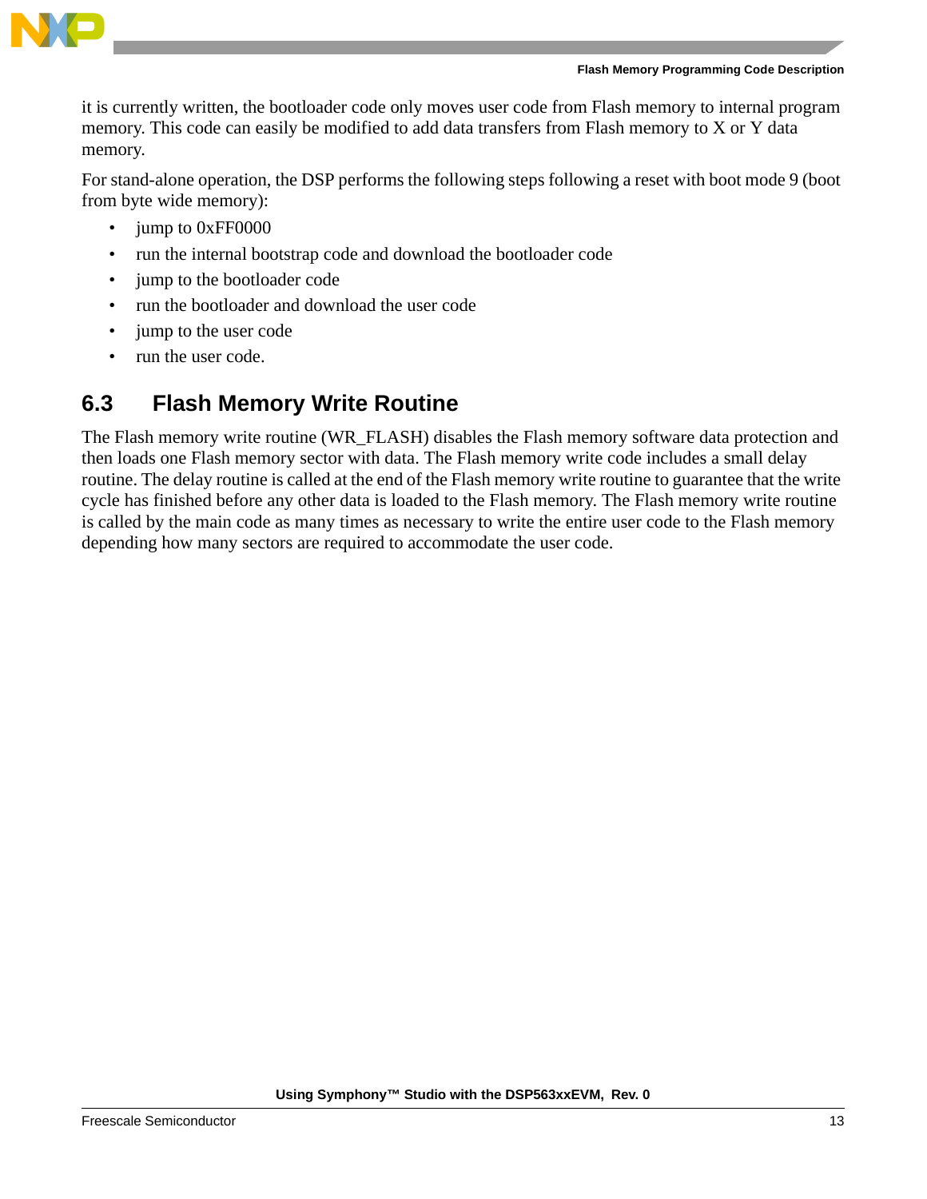it is currently written, the bootloader code only moves user code from Flash memory to internal program memory. This code can easily be modified to add data transfers from Flash memory to X or Y data memory.

For stand-alone operation, the DSP performs the following steps following a reset with boot mode 9 (boot from byte wide memory):

- jump to 0xFF0000
- run the internal bootstrap code and download the bootloader code
- jump to the bootloader code
- run the bootloader and download the user code
- jump to the user code
- run the user code.

## 6.3 Flash Memory Write Routine

The Flash memory write routine (WR_FLASH) disables the Flash memory software data protection and then loads one Flash memory sector with data. The Flash memory write code includes a small delay routine. The delay routine is called at the end of the Flash memory write routine to guarantee that the write cycle has finished before any other data is loaded to the Flash memory. The Flash memory write routine is called by the main code as many times as necessary to write the entire user code to the Flash memory depending how many sectors are required to accommodate the user code.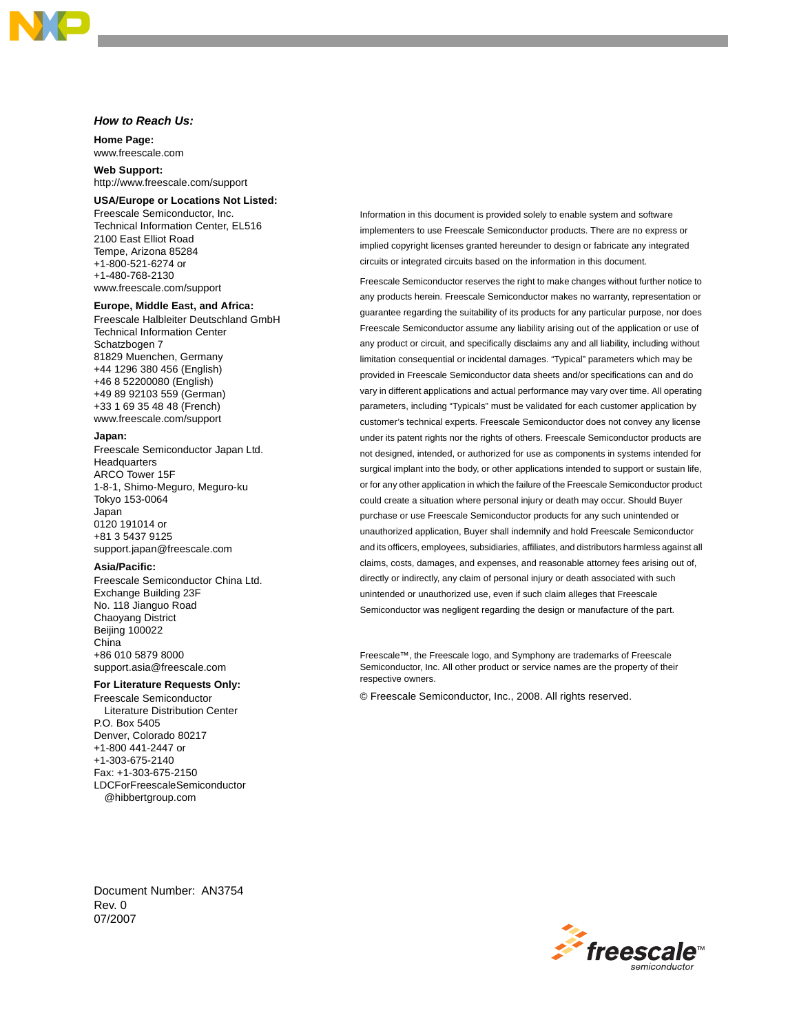***How to Reach Us:***

**Home Page:**
www.freescale.com

**Web Support:**
http://www.freescale.com/support

**USA/Europe or Locations Not Listed:**
Freescale Semiconductor, Inc.
Technical Information Center, EL516
2100 East Elliot Road
Tempe, Arizona 85284
+1-800-521-6274 or
+1-480-768-2130
www.freescale.com/support

**Europe, Middle East, and Africa:**
Freescale Halbleiter Deutschland GmbH
Technical Information Center
Schatzbogen 7
81829 Muenchen, Germany
+44 1296 380 456 (English)
+46 8 52200080 (English)
+49 89 92103 559 (German)
+33 1 69 35 48 48 (French)
www.freescale.com/support

**Japan:**
Freescale Semiconductor Japan Ltd.
Headquarters
ARCO Tower 15F
1-8-1, Shimo-Meguro, Meguro-ku
Tokyo 153-0064
Japan
0120 191014 or
+81 3 5437 9125
support.japan@freescale.com

**Asia/Pacific:**
Freescale Semiconductor China Ltd.
Exchange Building 23F
No. 118 Jianguo Road
Chaoyang District
Beijing 100022
China
+86 010 5879 8000
support.asia@freescale.com

**For Literature Requests Only:**
Freescale Semiconductor
Literature Distribution Center
P.O. Box 5405
Denver, Colorado 80217
+1-800 441-2447 or
+1-303-675-2140
Fax: +1-303-675-2150
LDCForFreescaleSemiconductor
@hibbertgroup.com

Information in this document is provided solely to enable system and software implementers to use Freescale Semiconductor products. There are no express or implied copyright licenses granted hereunder to design or fabricate any integrated circuits or integrated circuits based on the information in this document.

Freescale Semiconductor reserves the right to make changes without further notice to any products herein. Freescale Semiconductor makes no warranty, representation or guarantee regarding the suitability of its products for any particular purpose, nor does Freescale Semiconductor assume any liability arising out of the application or use of any product or circuit, and specifically disclaims any and all liability, including without limitation consequential or incidental damages. "Typical" parameters which may be provided in Freescale Semiconductor data sheets and/or specifications can and do vary in different applications and actual performance may vary over time. All operating parameters, including "Typicals" must be validated for each customer application by customer's technical experts. Freescale Semiconductor does not convey any license under its patent rights nor the rights of others. Freescale Semiconductor products are not designed, intended, or authorized for use as components in systems intended for surgical implant into the body, or other applications intended to support or sustain life, or for any other application in which the failure of the Freescale Semiconductor product could create a situation where personal injury or death may occur. Should Buyer purchase or use Freescale Semiconductor products for any such unintended or unauthorized application, Buyer shall indemnify and hold Freescale Semiconductor and its officers, employees, subsidiaries, affiliates, and distributors harmless against all claims, costs, damages, and expenses, and reasonable attorney fees arising out of, directly or indirectly, any claim of personal injury or death associated with such unintended or unauthorized use, even if such claim alleges that Freescale Semiconductor was negligent regarding the design or manufacture of the part.

Freescale™, the Freescale logo, and Symphony are trademarks of Freescale Semiconductor, Inc. All other product or service names are the property of their respective owners.

© Freescale Semiconductor, Inc., 2008. All rights reserved.

Document Number: AN3754
Rev. 0
07/2007